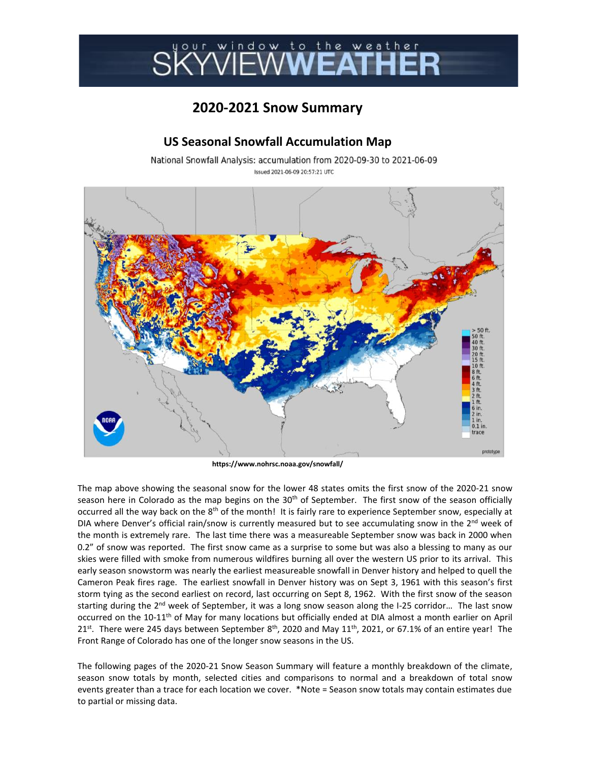# 2020-2021 Snow Summary

## US Seasonal Snowfall Accumulation Map

National Snowfall Analysis: accumulation from 2020-09-30 to 2021-06-09

Issued 2021-06-09 20:57:21 UTC

**https://www.nohrsc.noaa.gov/snowfall/**

The map above showing the seasonal snow for the lower 48 states omits the first snow of the 2020-21 snow season here in Colorado as the map begins on the 30th of September. The first snow of the season officially occurred all the way back on the 8th of the month! It is fairly rare to experience September snow, especially at DIA where Denver's official rain/snow is currently measured but to see accumulating snow in the 2nd week of the month is extremely rare. The last time there was a measureable September snow was back in 2000 when 0.2" of snow was reported. The first snow came as a surprise to some but was also a blessing to many as our skies were filled with smoke from numerous wildfires burning all over the western US prior to its arrival. This early season snowstorm was nearly the earliest measureable snowfall in Denver history and helped to quell the Cameron Peak fires rage. The earliest snowfall in Denver history was on Sept 3, 1961 with this season's first storm tying as the second earliest on record, last occurring on Sept 8, 1962. With the first snow of the season starting during the 2nd week of September, it was a long snow season along the I-25 corridor… The last snow occurred on the 10-11th of May for many locations but officially ended at DIA almost a month earlier on April 21st. There were 245 days between September 8th, 2020 and May 11th, 2021, or 67.1% of an entire year! The Front Range of Colorado has one of the longer snow seasons in the US.

The following pages of the 2020-21 Snow Season Summary will feature a monthly breakdown of the climate, season snow totals by month, selected cities and comparisons to normal and a breakdown of total snow events greater than a trace for each location we cover. *Note = Season snow totals may contain estimates due to partial or missing data.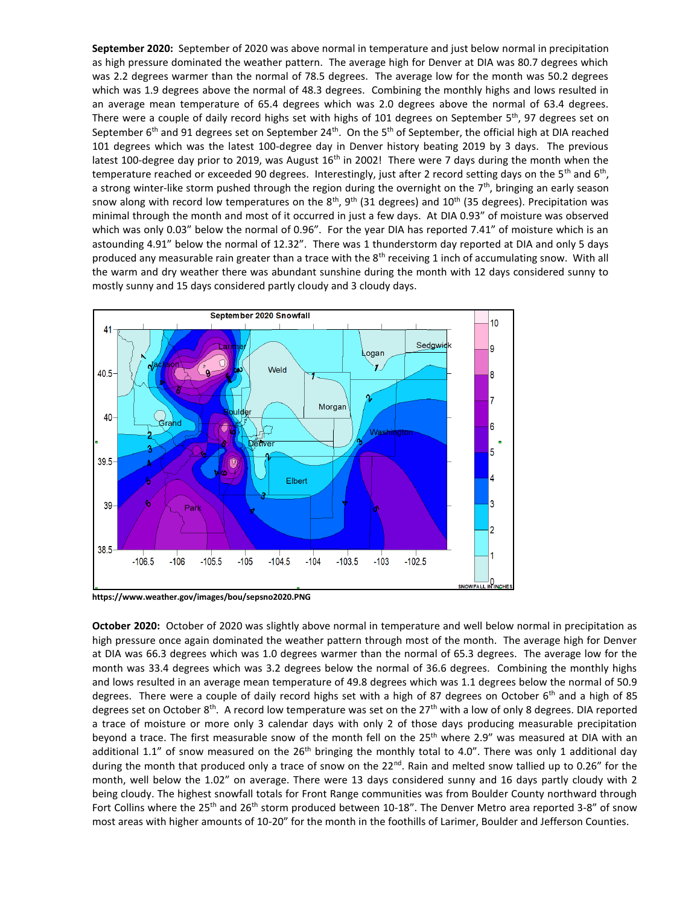**September 2020:** September of 2020 was above normal in temperature and just below normal in precipitation as high pressure dominated the weather pattern. The average high for Denver at DIA was 80.7 degrees which was 2.2 degrees warmer than the normal of 78.5 degrees. The average low for the month was 50.2 degrees which was 1.9 degrees above the normal of 48.3 degrees. Combining the monthly highs and lows resulted in an average mean temperature of 65.4 degrees which was 2.0 degrees above the normal of 63.4 degrees. There were a couple of daily record highs set with highs of 101 degrees on September 5th, 97 degrees set on September 6th and 91 degrees set on September 24th. On the 5th of September, the official high at DIA reached 101 degrees which was the latest 100-degree day in Denver history beating 2019 by 3 days. The previous latest 100-degree day prior to 2019, was August 16th in 2002! There were 7 days during the month when the temperature reached or exceeded 90 degrees. Interestingly, just after 2 record setting days on the 5th and 6th, a strong winter-like storm pushed through the region during the overnight on the 7th, bringing an early season snow along with record low temperatures on the 8th, 9th (31 degrees) and 10th (35 degrees). Precipitation was minimal through the month and most of it occurred in just a few days. At DIA 0.93" of moisture was observed which was only 0.03" below the normal of 0.96". For the year DIA has reported 7.41" of moisture which is an astounding 4.91" below the normal of 12.32". There was 1 thunderstorm day reported at DIA and only 5 days produced any measurable rain greater than a trace with the 8th receiving 1 inch of accumulating snow. With all the warm and dry weather there was abundant sunshine during the month with 12 days considered sunny to mostly sunny and 15 days considered partly cloudy and 3 cloudy days.

https://www.weather.gov/images/bou/sepsno2020.PNG

**October 2020:** October of 2020 was slightly above normal in temperature and well below normal in precipitation as high pressure once again dominated the weather pattern through most of the month. The average high for Denver at DIA was 66.3 degrees which was 1.0 degrees warmer than the normal of 65.3 degrees. The average low for the month was 33.4 degrees which was 3.2 degrees below the normal of 36.6 degrees. Combining the monthly highs and lows resulted in an average mean temperature of 49.8 degrees which was 1.1 degrees below the normal of 50.9 degrees. There were a couple of daily record highs set with a high of 87 degrees on October 6th and a high of 85 degrees set on October 8th. A record low temperature was set on the 27th with a low of only 8 degrees. DIA reported a trace of moisture or more only 3 calendar days with only 2 of those days producing measurable precipitation beyond a trace. The first measurable snow of the month fell on the 25th where 2.9" was measured at DIA with an additional 1.1" of snow measured on the 26th bringing the monthly total to 4.0". There was only 1 additional day during the month that produced only a trace of snow on the 22nd. Rain and melted snow tallied up to 0.26" for the month, well below the 1.02" on average. There were 13 days considered sunny and 16 days partly cloudy with 2 being cloudy. The highest snowfall totals for Front Range communities was from Boulder County northward through Fort Collins where the 25th and 26th storm produced between 10-18". The Denver Metro area reported 3-8" of snow most areas with higher amounts of 10-20" for the month in the foothills of Larimer, Boulder and Jefferson Counties.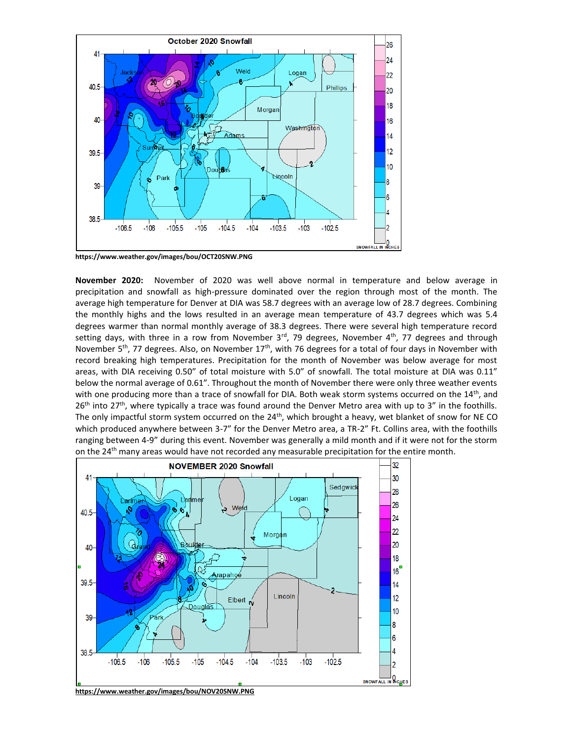https://www.weather.gov/images/bou/OCT20SNW.PNG

**November 2020:** November of 2020 was well above normal in temperature and below average in precipitation and snowfall as high-pressure dominated over the region through most of the month. The average high temperature for Denver at DIA was 58.7 degrees with an average low of 28.7 degrees. Combining the monthly highs and the lows resulted in an average mean temperature of 43.7 degrees which was 5.4 degrees warmer than normal monthly average of 38.3 degrees. There were several high temperature record setting days, with three in a row from November 3rd, 79 degrees, November 4th, 77 degrees and through November 5th, 77 degrees. Also, on November 17th, with 76 degrees for a total of four days in November with record breaking high temperatures. Precipitation for the month of November was below average for most areas, with DIA receiving 0.50" of total moisture with 5.0" of snowfall. The total moisture at DIA was 0.11" below the normal average of 0.61". Throughout the month of November there were only three weather events with one producing more than a trace of snowfall for DIA. Both weak storm systems occurred on the 14th, and 26th into 27th, where typically a trace was found around the Denver Metro area with up to 3" in the foothills. The only impactful storm system occurred on the 24th, which brought a heavy, wet blanket of snow for NE CO which produced anywhere between 3-7" for the Denver Metro area, a TR-2" Ft. Collins area, with the foothills ranging between 4-9" during this event. November was generally a mild month and if it were not for the storm on the 24th many areas would have not recorded any measurable precipitation for the entire month.

https://www.weather.gov/images/bou/NOV20SNW.PNG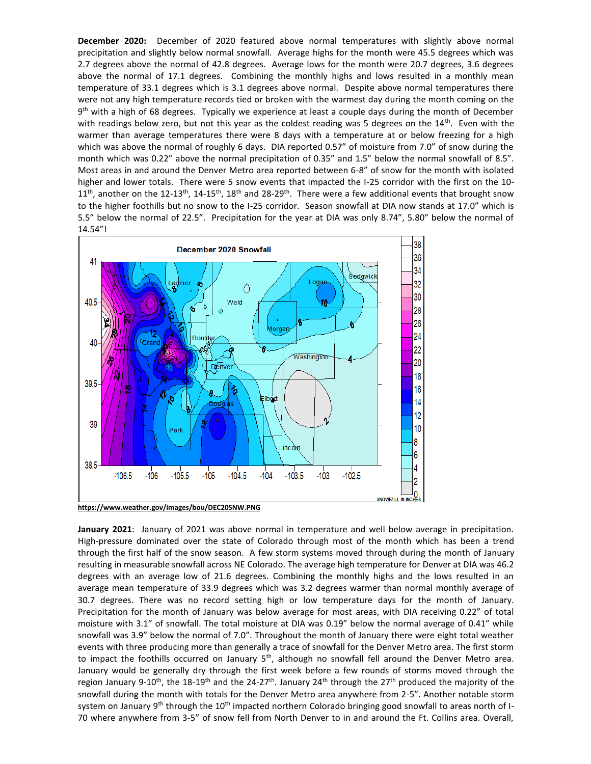**December 2020:** December of 2020 featured above normal temperatures with slightly above normal precipitation and slightly below normal snowfall. Average highs for the month were 45.5 degrees which was 2.7 degrees above the normal of 42.8 degrees. Average lows for the month were 20.7 degrees, 3.6 degrees above the normal of 17.1 degrees. Combining the monthly highs and lows resulted in a monthly mean temperature of 33.1 degrees which is 3.1 degrees above normal. Despite above normal temperatures there were not any high temperature records tied or broken with the warmest day during the month coming on the 9th with a high of 68 degrees. Typically we experience at least a couple days during the month of December with readings below zero, but not this year as the coldest reading was 5 degrees on the 14th. Even with the warmer than average temperatures there were 8 days with a temperature at or below freezing for a high which was above the normal of roughly 6 days. DIA reported 0.57" of moisture from 7.0" of snow during the month which was 0.22" above the normal precipitation of 0.35" and 1.5" below the normal snowfall of 8.5". Most areas in and around the Denver Metro area reported between 6-8" of snow for the month with isolated higher and lower totals. There were 5 snow events that impacted the I-25 corridor with the first on the 10-11th, another on the 12-13th, 14-15th, 18th and 28-29th. There were a few additional events that brought snow to the higher foothills but no snow to the I-25 corridor. Season snowfall at DIA now stands at 17.0" which is 5.5" below the normal of 22.5". Precipitation for the year at DIA was only 8.74", 5.80" below the normal of 14.54"!

December 2020 Snowfall

https://www.weather.gov/images/bou/DEC20SNW.PNG

**January 2021**: January of 2021 was above normal in temperature and well below average in precipitation. High-pressure dominated over the state of Colorado through most of the month which has been a trend through the first half of the snow season. A few storm systems moved through during the month of January resulting in measurable snowfall across NE Colorado. The average high temperature for Denver at DIA was 46.2 degrees with an average low of 21.6 degrees. Combining the monthly highs and the lows resulted in an average mean temperature of 33.9 degrees which was 3.2 degrees warmer than normal monthly average of 30.7 degrees. There was no record setting high or low temperature days for the month of January. Precipitation for the month of January was below average for most areas, with DIA receiving 0.22" of total moisture with 3.1" of snowfall. The total moisture at DIA was 0.19" below the normal average of 0.41" while snowfall was 3.9" below the normal of 7.0". Throughout the month of January there were eight total weather events with three producing more than generally a trace of snowfall for the Denver Metro area. The first storm to impact the foothills occurred on January 5th, although no snowfall fell around the Denver Metro area. January would be generally dry through the first week before a few rounds of storms moved through the region January 9-10th, the 18-19th and the 24-27th. January 24th through the 27th produced the majority of the snowfall during the month with totals for the Denver Metro area anywhere from 2-5". Another notable storm system on January 9th through the 10th impacted northern Colorado bringing good snowfall to areas north of I-70 where anywhere from 3-5" of snow fell from North Denver to in and around the Ft. Collins area. Overall,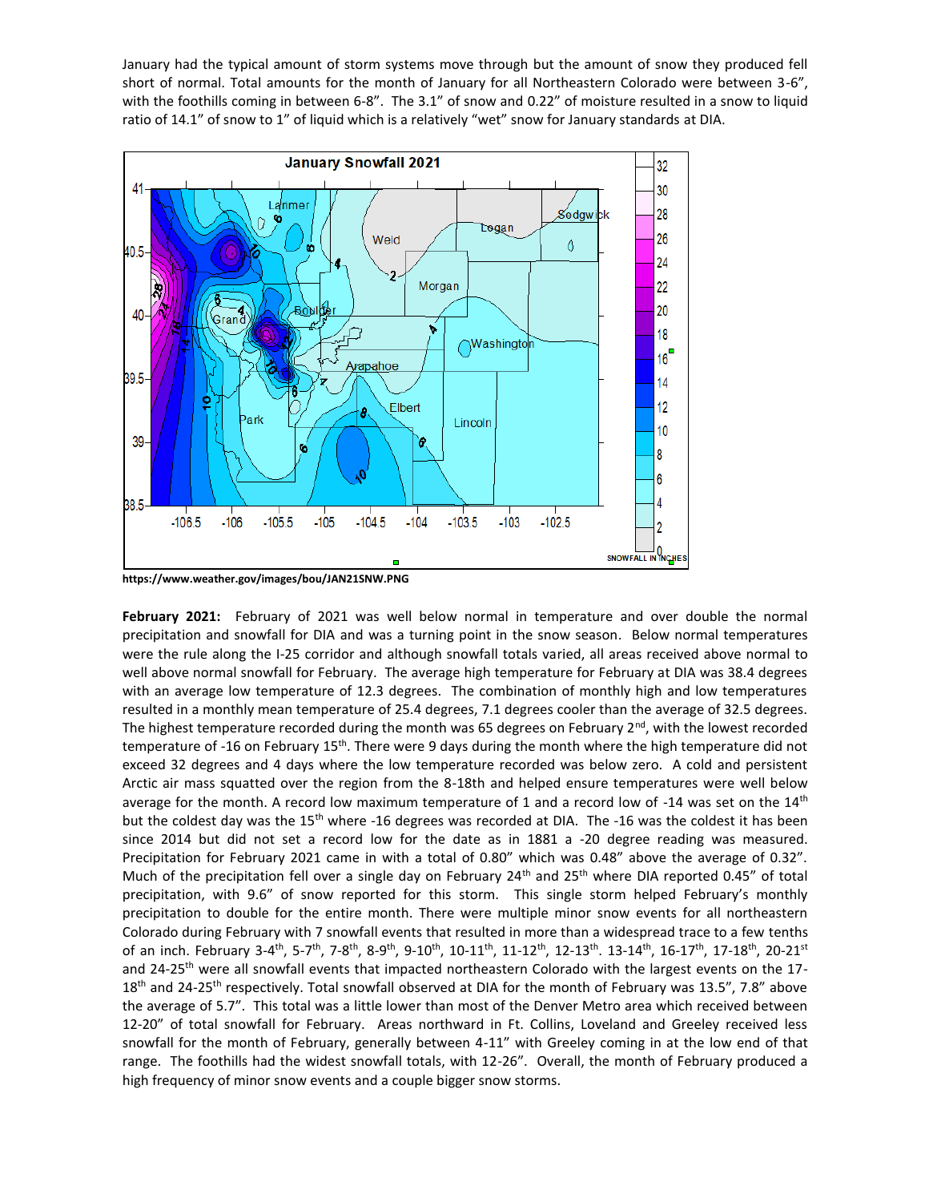January had the typical amount of storm systems move through but the amount of snow they produced fell short of normal. Total amounts for the month of January for all Northeastern Colorado were between 3-6", with the foothills coming in between 6-8". The 3.1" of snow and 0.22" of moisture resulted in a snow to liquid ratio of 14.1" of snow to 1" of liquid which is a relatively "wet" snow for January standards at DIA.

https://www.weather.gov/images/bou/JAN21SNW.PNG

**February 2021:** February of 2021 was well below normal in temperature and over double the normal precipitation and snowfall for DIA and was a turning point in the snow season. Below normal temperatures were the rule along the I-25 corridor and although snowfall totals varied, all areas received above normal to well above normal snowfall for February. The average high temperature for February at DIA was 38.4 degrees with an average low temperature of 12.3 degrees. The combination of monthly high and low temperatures resulted in a monthly mean temperature of 25.4 degrees, 7.1 degrees cooler than the average of 32.5 degrees. The highest temperature recorded during the month was 65 degrees on February 2nd, with the lowest recorded temperature of -16 on February 15th. There were 9 days during the month where the high temperature did not exceed 32 degrees and 4 days where the low temperature recorded was below zero. A cold and persistent Arctic air mass squatted over the region from the 8-18th and helped ensure temperatures were well below average for the month. A record low maximum temperature of 1 and a record low of -14 was set on the 14th but the coldest day was the 15th where -16 degrees was recorded at DIA. The -16 was the coldest it has been since 2014 but did not set a record low for the date as in 1881 a -20 degree reading was measured. Precipitation for February 2021 came in with a total of 0.80" which was 0.48" above the average of 0.32". Much of the precipitation fell over a single day on February 24th and 25th where DIA reported 0.45" of total precipitation, with 9.6" of snow reported for this storm. This single storm helped February's monthly precipitation to double for the entire month. There were multiple minor snow events for all northeastern Colorado during February with 7 snowfall events that resulted in more than a widespread trace to a few tenths of an inch. February 3-4th, 5-7th, 7-8th, 8-9th, 9-10th, 10-11th, 11-12th, 12-13th. 13-14th, 16-17th, 17-18th, 20-21st and 24-25th were all snowfall events that impacted northeastern Colorado with the largest events on the 17-18th and 24-25th respectively. Total snowfall observed at DIA for the month of February was 13.5", 7.8" above the average of 5.7". This total was a little lower than most of the Denver Metro area which received between 12-20" of total snowfall for February. Areas northward in Ft. Collins, Loveland and Greeley received less snowfall for the month of February, generally between 4-11" with Greeley coming in at the low end of that range. The foothills had the widest snowfall totals, with 12-26". Overall, the month of February produced a high frequency of minor snow events and a couple bigger snow storms.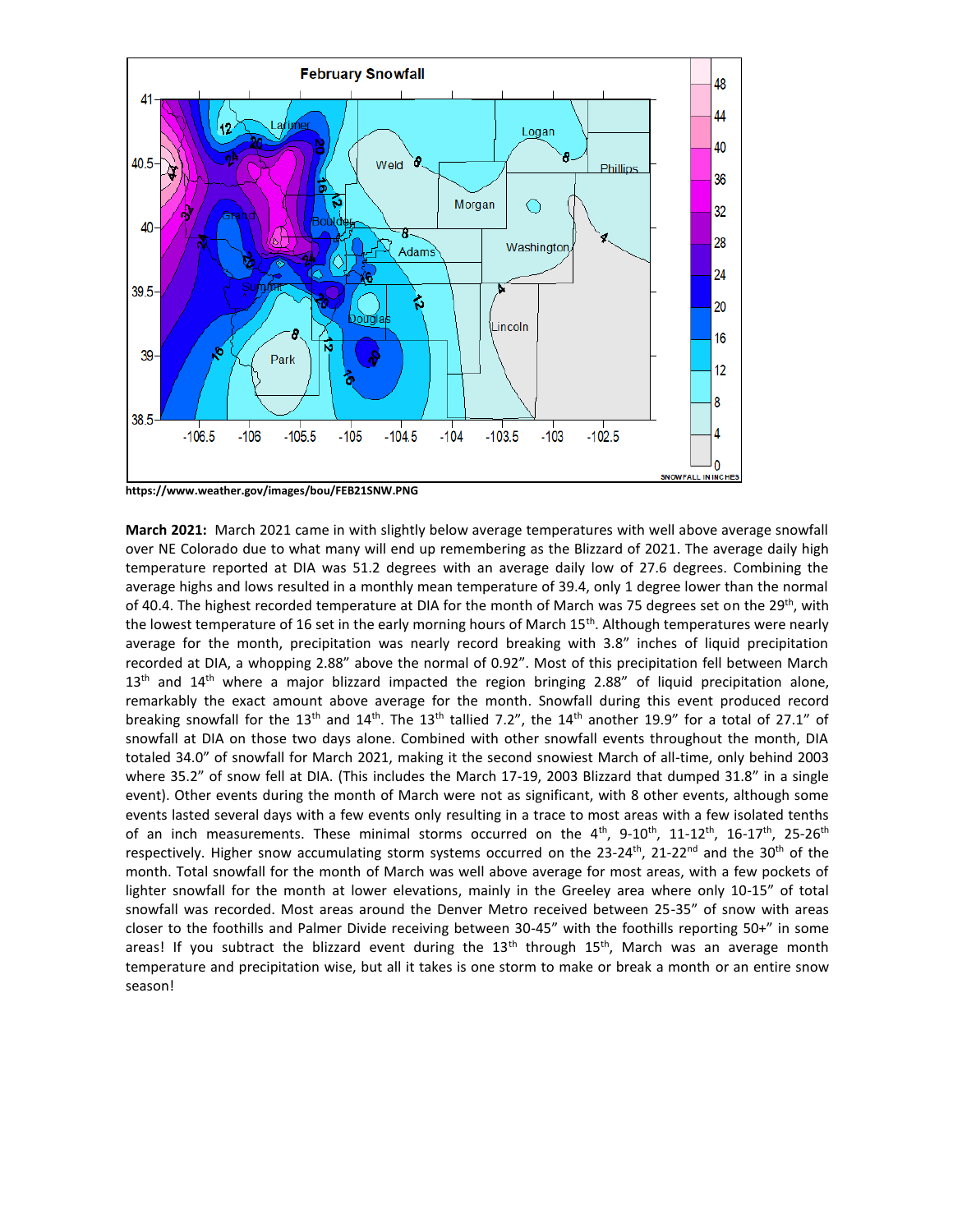https://www.weather.gov/images/bou/FEB21SNW.PNG

**March 2021:** March 2021 came in with slightly below average temperatures with well above average snowfall over NE Colorado due to what many will end up remembering as the Blizzard of 2021. The average daily high temperature reported at DIA was 51.2 degrees with an average daily low of 27.6 degrees. Combining the average highs and lows resulted in a monthly mean temperature of 39.4, only 1 degree lower than the normal of 40.4. The highest recorded temperature at DIA for the month of March was 75 degrees set on the 29th, with the lowest temperature of 16 set in the early morning hours of March 15th. Although temperatures were nearly average for the month, precipitation was nearly record breaking with 3.8" inches of liquid precipitation recorded at DIA, a whopping 2.88" above the normal of 0.92". Most of this precipitation fell between March 13th and 14th where a major blizzard impacted the region bringing 2.88" of liquid precipitation alone, remarkably the exact amount above average for the month. Snowfall during this event produced record breaking snowfall for the 13th and 14th. The 13th tallied 7.2", the 14th another 19.9" for a total of 27.1" of snowfall at DIA on those two days alone. Combined with other snowfall events throughout the month, DIA totaled 34.0" of snowfall for March 2021, making it the second snowiest March of all-time, only behind 2003 where 35.2" of snow fell at DIA. (This includes the March 17-19, 2003 Blizzard that dumped 31.8" in a single event). Other events during the month of March were not as significant, with 8 other events, although some events lasted several days with a few events only resulting in a trace to most areas with a few isolated tenths of an inch measurements. These minimal storms occurred on the 4th, 9-10th, 11-12th, 16-17th, 25-26th respectively. Higher snow accumulating storm systems occurred on the 23-24th, 21-22nd and the 30th of the month. Total snowfall for the month of March was well above average for most areas, with a few pockets of lighter snowfall for the month at lower elevations, mainly in the Greeley area where only 10-15" of total snowfall was recorded. Most areas around the Denver Metro received between 25-35" of snow with areas closer to the foothills and Palmer Divide receiving between 30-45" with the foothills reporting 50+" in some areas! If you subtract the blizzard event during the 13th through 15th, March was an average month temperature and precipitation wise, but all it takes is one storm to make or break a month or an entire snow season!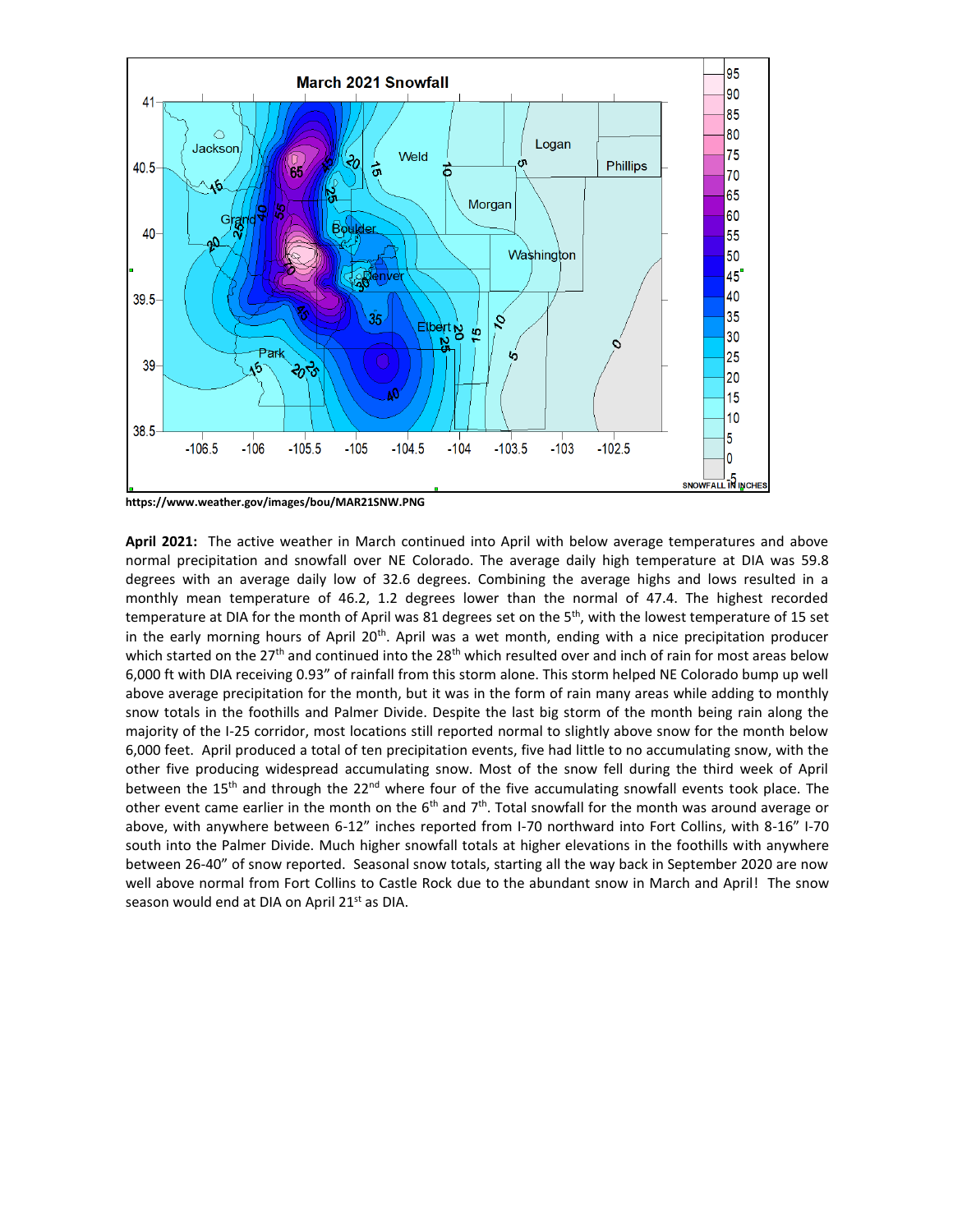https://www.weather.gov/images/bou/MAR21SNW.PNG

**April 2021:** The active weather in March continued into April with below average temperatures and above normal precipitation and snowfall over NE Colorado. The average daily high temperature at DIA was 59.8 degrees with an average daily low of 32.6 degrees. Combining the average highs and lows resulted in a monthly mean temperature of 46.2, 1.2 degrees lower than the normal of 47.4. The highest recorded temperature at DIA for the month of April was 81 degrees set on the 5th, with the lowest temperature of 15 set in the early morning hours of April 20th. April was a wet month, ending with a nice precipitation producer which started on the 27th and continued into the 28th which resulted over and inch of rain for most areas below 6,000 ft with DIA receiving 0.93" of rainfall from this storm alone. This storm helped NE Colorado bump up well above average precipitation for the month, but it was in the form of rain many areas while adding to monthly snow totals in the foothills and Palmer Divide. Despite the last big storm of the month being rain along the majority of the I-25 corridor, most locations still reported normal to slightly above snow for the month below 6,000 feet. April produced a total of ten precipitation events, five had little to no accumulating snow, with the other five producing widespread accumulating snow. Most of the snow fell during the third week of April between the 15th and through the 22nd where four of the five accumulating snowfall events took place. The other event came earlier in the month on the 6th and 7th. Total snowfall for the month was around average or above, with anywhere between 6-12" inches reported from I-70 northward into Fort Collins, with 8-16" I-70 south into the Palmer Divide. Much higher snowfall totals at higher elevations in the foothills with anywhere between 26-40" of snow reported. Seasonal snow totals, starting all the way back in September 2020 are now well above normal from Fort Collins to Castle Rock due to the abundant snow in March and April! The snow season would end at DIA on April 21st as DIA.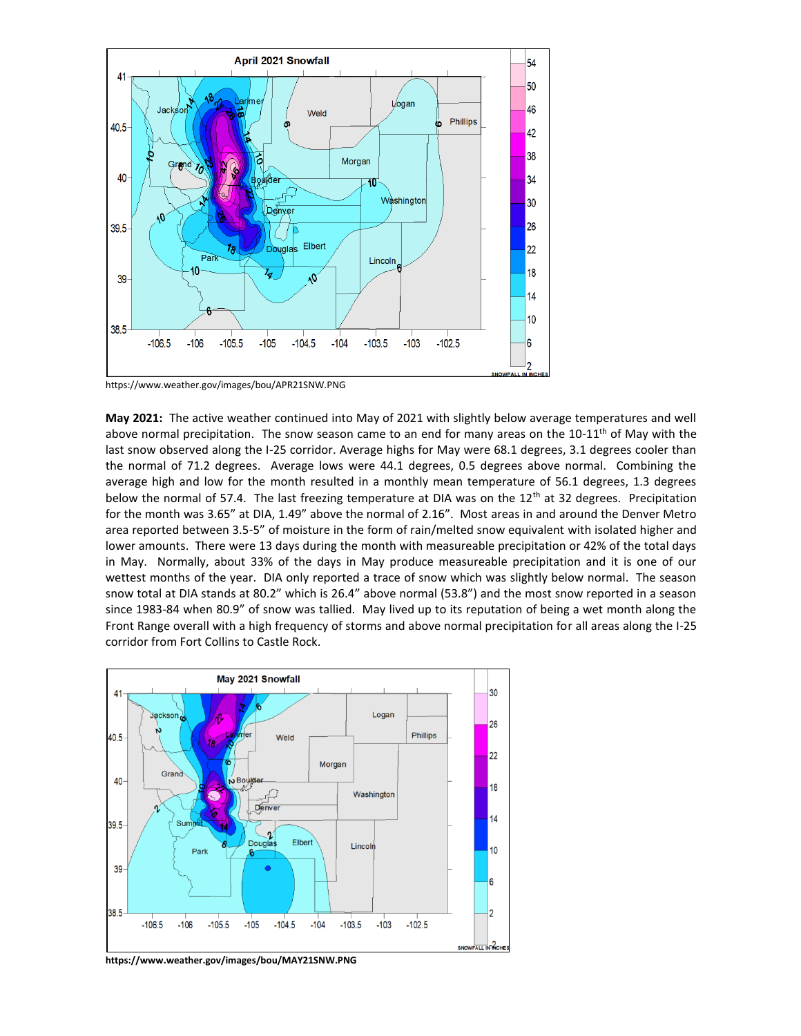https://www.weather.gov/images/bou/APR21SNW.PNG

**May 2021:** The active weather continued into May of 2021 with slightly below average temperatures and well above normal precipitation. The snow season came to an end for many areas on the 10-11th of May with the last snow observed along the I-25 corridor. Average highs for May were 68.1 degrees, 3.1 degrees cooler than the normal of 71.2 degrees. Average lows were 44.1 degrees, 0.5 degrees above normal. Combining the average high and low for the month resulted in a monthly mean temperature of 56.1 degrees, 1.3 degrees below the normal of 57.4. The last freezing temperature at DIA was on the 12th at 32 degrees. Precipitation for the month was 3.65" at DIA, 1.49" above the normal of 2.16". Most areas in and around the Denver Metro area reported between 3.5-5" of moisture in the form of rain/melted snow equivalent with isolated higher and lower amounts. There were 13 days during the month with measureable precipitation or 42% of the total days in May. Normally, about 33% of the days in May produce measureable precipitation and it is one of our wettest months of the year. DIA only reported a trace of snow which was slightly below normal. The season snow total at DIA stands at 80.2" which is 26.4" above normal (53.8") and the most snow reported in a season since 1983-84 when 80.9" of snow was tallied. May lived up to its reputation of being a wet month along the Front Range overall with a high frequency of storms and above normal precipitation for all areas along the I-25 corridor from Fort Collins to Castle Rock.

**https://www.weather.gov/images/bou/MAY21SNW.PNG**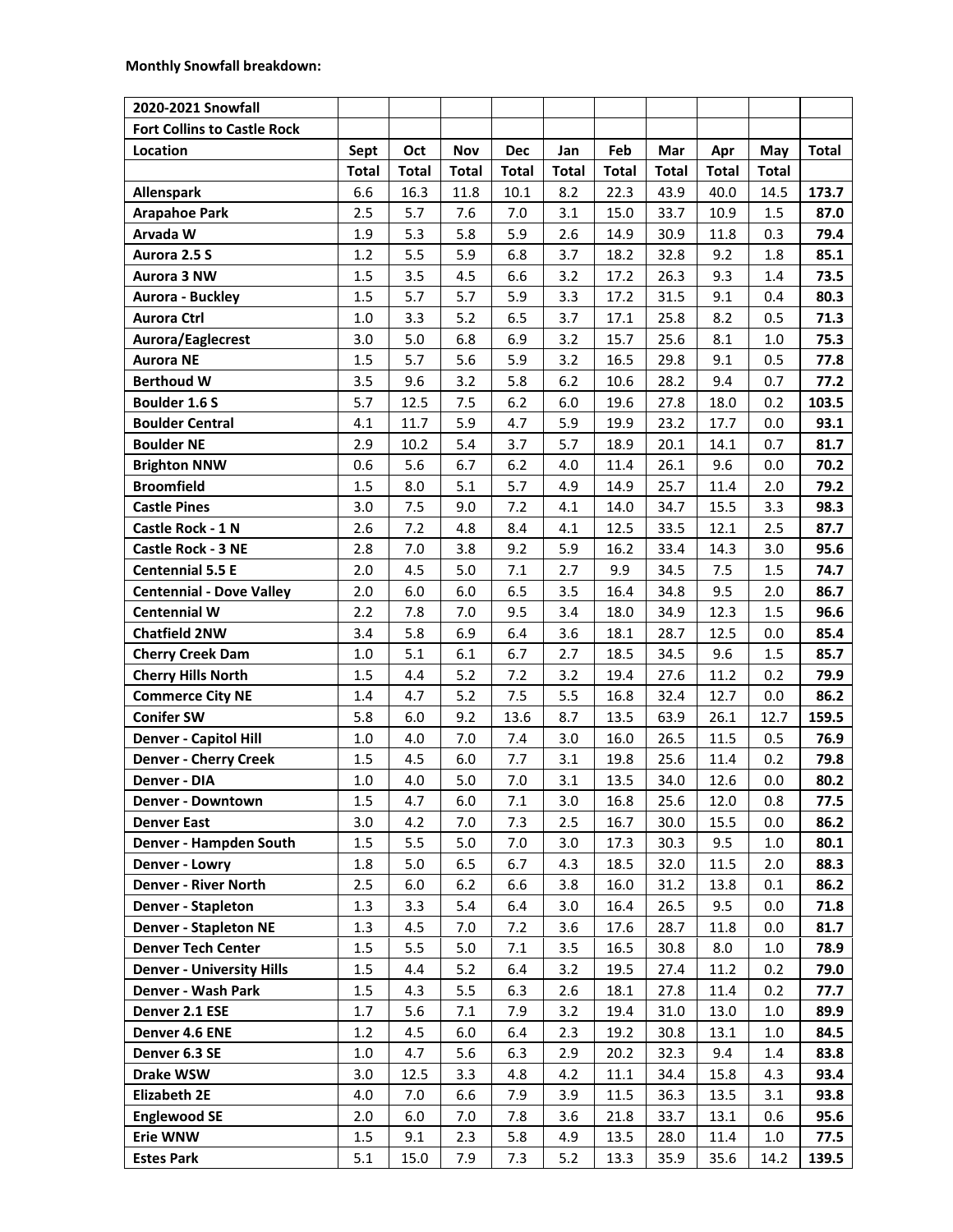**Monthly Snowfall breakdown:**

| 2020-2021 Snowfall | | | | | | | | | | |
|---|---|---|---|---|---|---|---|---|---|---|
| **Fort Collins to Castle Rock** | | | | | | | | | | |
| **Location** | **Sept** | **Oct** | **Nov** | **Dec** | **Jan** | **Feb** | **Mar** | **Apr** | **May** | **Total** |
| | **Total** | **Total** | **Total** | **Total** | **Total** | **Total** | **Total** | **Total** | **Total** | |
| **Allenspark** | 6.6 | 16.3 | 11.8 | 10.1 | 8.2 | 22.3 | 43.9 | 40.0 | 14.5 | **173.7** |
| **Arapahoe Park** | 2.5 | 5.7 | 7.6 | 7.0 | 3.1 | 15.0 | 33.7 | 10.9 | 1.5 | **87.0** |
| **Arvada W** | 1.9 | 5.3 | 5.8 | 5.9 | 2.6 | 14.9 | 30.9 | 11.8 | 0.3 | **79.4** |
| **Aurora 2.5 S** | 1.2 | 5.5 | 5.9 | 6.8 | 3.7 | 18.2 | 32.8 | 9.2 | 1.8 | **85.1** |
| **Aurora 3 NW** | 1.5 | 3.5 | 4.5 | 6.6 | 3.2 | 17.2 | 26.3 | 9.3 | 1.4 | **73.5** |
| **Aurora - Buckley** | 1.5 | 5.7 | 5.7 | 5.9 | 3.3 | 17.2 | 31.5 | 9.1 | 0.4 | **80.3** |
| **Aurora Ctrl** | 1.0 | 3.3 | 5.2 | 6.5 | 3.7 | 17.1 | 25.8 | 8.2 | 0.5 | **71.3** |
| **Aurora/Eaglecrest** | 3.0 | 5.0 | 6.8 | 6.9 | 3.2 | 15.7 | 25.6 | 8.1 | 1.0 | **75.3** |
| **Aurora NE** | 1.5 | 5.7 | 5.6 | 5.9 | 3.2 | 16.5 | 29.8 | 9.1 | 0.5 | **77.8** |
| **Berthoud W** | 3.5 | 9.6 | 3.2 | 5.8 | 6.2 | 10.6 | 28.2 | 9.4 | 0.7 | **77.2** |
| **Boulder 1.6 S** | 5.7 | 12.5 | 7.5 | 6.2 | 6.0 | 19.6 | 27.8 | 18.0 | 0.2 | **103.5** |
| **Boulder Central** | 4.1 | 11.7 | 5.9 | 4.7 | 5.9 | 19.9 | 23.2 | 17.7 | 0.0 | **93.1** |
| **Boulder NE** | 2.9 | 10.2 | 5.4 | 3.7 | 5.7 | 18.9 | 20.1 | 14.1 | 0.7 | **81.7** |
| **Brighton NNW** | 0.6 | 5.6 | 6.7 | 6.2 | 4.0 | 11.4 | 26.1 | 9.6 | 0.0 | **70.2** |
| **Broomfield** | 1.5 | 8.0 | 5.1 | 5.7 | 4.9 | 14.9 | 25.7 | 11.4 | 2.0 | **79.2** |
| **Castle Pines** | 3.0 | 7.5 | 9.0 | 7.2 | 4.1 | 14.0 | 34.7 | 15.5 | 3.3 | **98.3** |
| **Castle Rock - 1 N** | 2.6 | 7.2 | 4.8 | 8.4 | 4.1 | 12.5 | 33.5 | 12.1 | 2.5 | **87.7** |
| **Castle Rock - 3 NE** | 2.8 | 7.0 | 3.8 | 9.2 | 5.9 | 16.2 | 33.4 | 14.3 | 3.0 | **95.6** |
| **Centennial 5.5 E** | 2.0 | 4.5 | 5.0 | 7.1 | 2.7 | 9.9 | 34.5 | 7.5 | 1.5 | **74.7** |
| **Centennial - Dove Valley** | 2.0 | 6.0 | 6.0 | 6.5 | 3.5 | 16.4 | 34.8 | 9.5 | 2.0 | **86.7** |
| **Centennial W** | 2.2 | 7.8 | 7.0 | 9.5 | 3.4 | 18.0 | 34.9 | 12.3 | 1.5 | **96.6** |
| **Chatfield 2NW** | 3.4 | 5.8 | 6.9 | 6.4 | 3.6 | 18.1 | 28.7 | 12.5 | 0.0 | **85.4** |
| **Cherry Creek Dam** | 1.0 | 5.1 | 6.1 | 6.7 | 2.7 | 18.5 | 34.5 | 9.6 | 1.5 | **85.7** |
| **Cherry Hills North** | 1.5 | 4.4 | 5.2 | 7.2 | 3.2 | 19.4 | 27.6 | 11.2 | 0.2 | **79.9** |
| **Commerce City NE** | 1.4 | 4.7 | 5.2 | 7.5 | 5.5 | 16.8 | 32.4 | 12.7 | 0.0 | **86.2** |
| **Conifer SW** | 5.8 | 6.0 | 9.2 | 13.6 | 8.7 | 13.5 | 63.9 | 26.1 | 12.7 | **159.5** |
| **Denver - Capitol Hill** | 1.0 | 4.0 | 7.0 | 7.4 | 3.0 | 16.0 | 26.5 | 11.5 | 0.5 | **76.9** |
| **Denver - Cherry Creek** | 1.5 | 4.5 | 6.0 | 7.7 | 3.1 | 19.8 | 25.6 | 11.4 | 0.2 | **79.8** |
| **Denver - DIA** | 1.0 | 4.0 | 5.0 | 7.0 | 3.1 | 13.5 | 34.0 | 12.6 | 0.0 | **80.2** |
| **Denver - Downtown** | 1.5 | 4.7 | 6.0 | 7.1 | 3.0 | 16.8 | 25.6 | 12.0 | 0.8 | **77.5** |
| **Denver East** | 3.0 | 4.2 | 7.0 | 7.3 | 2.5 | 16.7 | 30.0 | 15.5 | 0.0 | **86.2** |
| **Denver - Hampden South** | 1.5 | 5.5 | 5.0 | 7.0 | 3.0 | 17.3 | 30.3 | 9.5 | 1.0 | **80.1** |
| **Denver - Lowry** | 1.8 | 5.0 | 6.5 | 6.7 | 4.3 | 18.5 | 32.0 | 11.5 | 2.0 | **88.3** |
| **Denver - River North** | 2.5 | 6.0 | 6.2 | 6.6 | 3.8 | 16.0 | 31.2 | 13.8 | 0.1 | **86.2** |
| **Denver - Stapleton** | 1.3 | 3.3 | 5.4 | 6.4 | 3.0 | 16.4 | 26.5 | 9.5 | 0.0 | **71.8** |
| **Denver - Stapleton NE** | 1.3 | 4.5 | 7.0 | 7.2 | 3.6 | 17.6 | 28.7 | 11.8 | 0.0 | **81.7** |
| **Denver Tech Center** | 1.5 | 5.5 | 5.0 | 7.1 | 3.5 | 16.5 | 30.8 | 8.0 | 1.0 | **78.9** |
| **Denver - University Hills** | 1.5 | 4.4 | 5.2 | 6.4 | 3.2 | 19.5 | 27.4 | 11.2 | 0.2 | **79.0** |
| **Denver - Wash Park** | 1.5 | 4.3 | 5.5 | 6.3 | 2.6 | 18.1 | 27.8 | 11.4 | 0.2 | **77.7** |
| **Denver 2.1 ESE** | 1.7 | 5.6 | 7.1 | 7.9 | 3.2 | 19.4 | 31.0 | 13.0 | 1.0 | **89.9** |
| **Denver 4.6 ENE** | 1.2 | 4.5 | 6.0 | 6.4 | 2.3 | 19.2 | 30.8 | 13.1 | 1.0 | **84.5** |
| **Denver 6.3 SE** | 1.0 | 4.7 | 5.6 | 6.3 | 2.9 | 20.2 | 32.3 | 9.4 | 1.4 | **83.8** |
| **Drake WSW** | 3.0 | 12.5 | 3.3 | 4.8 | 4.2 | 11.1 | 34.4 | 15.8 | 4.3 | **93.4** |
| **Elizabeth 2E** | 4.0 | 7.0 | 6.6 | 7.9 | 3.9 | 11.5 | 36.3 | 13.5 | 3.1 | **93.8** |
| **Englewood SE** | 2.0 | 6.0 | 7.0 | 7.8 | 3.6 | 21.8 | 33.7 | 13.1 | 0.6 | **95.6** |
| **Erie WNW** | 1.5 | 9.1 | 2.3 | 5.8 | 4.9 | 13.5 | 28.0 | 11.4 | 1.0 | **77.5** |
| **Estes Park** | 5.1 | 15.0 | 7.9 | 7.3 | 5.2 | 13.3 | 35.9 | 35.6 | 14.2 | **139.5** |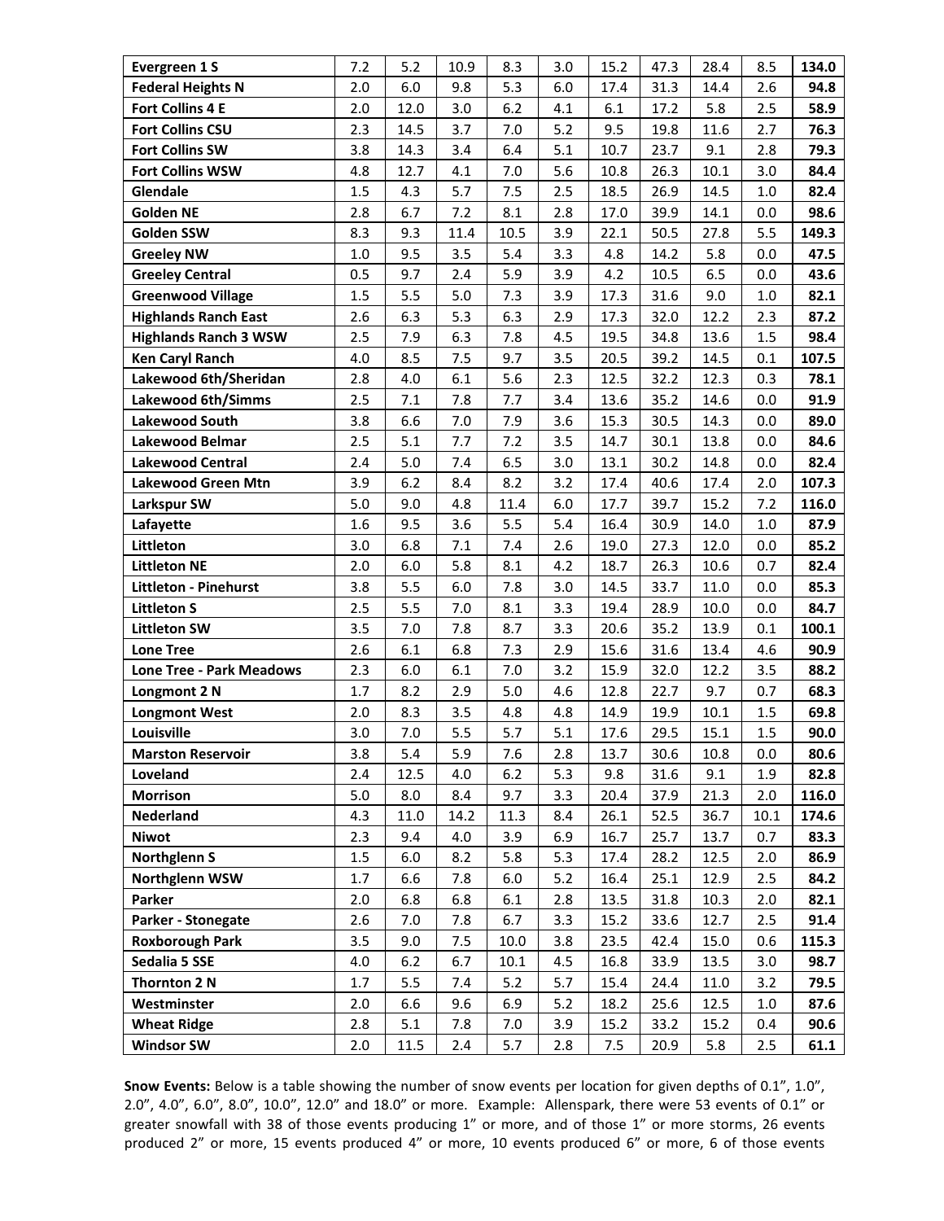| | | | | | | | | | | |
|---|---|---|---|---|---|---|---|---|---|---|
| **Evergreen 1 S** | 7.2 | 5.2 | 10.9 | 8.3 | 3.0 | 15.2 | 47.3 | 28.4 | 8.5 | **134.0** |
| **Federal Heights N** | 2.0 | 6.0 | 9.8 | 5.3 | 6.0 | 17.4 | 31.3 | 14.4 | 2.6 | **94.8** |
| **Fort Collins 4 E** | 2.0 | 12.0 | 3.0 | 6.2 | 4.1 | 6.1 | 17.2 | 5.8 | 2.5 | **58.9** |
| **Fort Collins CSU** | 2.3 | 14.5 | 3.7 | 7.0 | 5.2 | 9.5 | 19.8 | 11.6 | 2.7 | **76.3** |
| **Fort Collins SW** | 3.8 | 14.3 | 3.4 | 6.4 | 5.1 | 10.7 | 23.7 | 9.1 | 2.8 | **79.3** |
| **Fort Collins WSW** | 4.8 | 12.7 | 4.1 | 7.0 | 5.6 | 10.8 | 26.3 | 10.1 | 3.0 | **84.4** |
| **Glendale** | 1.5 | 4.3 | 5.7 | 7.5 | 2.5 | 18.5 | 26.9 | 14.5 | 1.0 | **82.4** |
| **Golden NE** | 2.8 | 6.7 | 7.2 | 8.1 | 2.8 | 17.0 | 39.9 | 14.1 | 0.0 | **98.6** |
| **Golden SSW** | 8.3 | 9.3 | 11.4 | 10.5 | 3.9 | 22.1 | 50.5 | 27.8 | 5.5 | **149.3** |
| **Greeley NW** | 1.0 | 9.5 | 3.5 | 5.4 | 3.3 | 4.8 | 14.2 | 5.8 | 0.0 | **47.5** |
| **Greeley Central** | 0.5 | 9.7 | 2.4 | 5.9 | 3.9 | 4.2 | 10.5 | 6.5 | 0.0 | **43.6** |
| **Greenwood Village** | 1.5 | 5.5 | 5.0 | 7.3 | 3.9 | 17.3 | 31.6 | 9.0 | 1.0 | **82.1** |
| **Highlands Ranch East** | 2.6 | 6.3 | 5.3 | 6.3 | 2.9 | 17.3 | 32.0 | 12.2 | 2.3 | **87.2** |
| **Highlands Ranch 3 WSW** | 2.5 | 7.9 | 6.3 | 7.8 | 4.5 | 19.5 | 34.8 | 13.6 | 1.5 | **98.4** |
| **Ken Caryl Ranch** | 4.0 | 8.5 | 7.5 | 9.7 | 3.5 | 20.5 | 39.2 | 14.5 | 0.1 | **107.5** |
| **Lakewood 6th/Sheridan** | 2.8 | 4.0 | 6.1 | 5.6 | 2.3 | 12.5 | 32.2 | 12.3 | 0.3 | **78.1** |
| **Lakewood 6th/Simms** | 2.5 | 7.1 | 7.8 | 7.7 | 3.4 | 13.6 | 35.2 | 14.6 | 0.0 | **91.9** |
| **Lakewood South** | 3.8 | 6.6 | 7.0 | 7.9 | 3.6 | 15.3 | 30.5 | 14.3 | 0.0 | **89.0** |
| **Lakewood Belmar** | 2.5 | 5.1 | 7.7 | 7.2 | 3.5 | 14.7 | 30.1 | 13.8 | 0.0 | **84.6** |
| **Lakewood Central** | 2.4 | 5.0 | 7.4 | 6.5 | 3.0 | 13.1 | 30.2 | 14.8 | 0.0 | **82.4** |
| **Lakewood Green Mtn** | 3.9 | 6.2 | 8.4 | 8.2 | 3.2 | 17.4 | 40.6 | 17.4 | 2.0 | **107.3** |
| **Larkspur SW** | 5.0 | 9.0 | 4.8 | 11.4 | 6.0 | 17.7 | 39.7 | 15.2 | 7.2 | **116.0** |
| **Lafayette** | 1.6 | 9.5 | 3.6 | 5.5 | 5.4 | 16.4 | 30.9 | 14.0 | 1.0 | **87.9** |
| **Littleton** | 3.0 | 6.8 | 7.1 | 7.4 | 2.6 | 19.0 | 27.3 | 12.0 | 0.0 | **85.2** |
| **Littleton NE** | 2.0 | 6.0 | 5.8 | 8.1 | 4.2 | 18.7 | 26.3 | 10.6 | 0.7 | **82.4** |
| **Littleton - Pinehurst** | 3.8 | 5.5 | 6.0 | 7.8 | 3.0 | 14.5 | 33.7 | 11.0 | 0.0 | **85.3** |
| **Littleton S** | 2.5 | 5.5 | 7.0 | 8.1 | 3.3 | 19.4 | 28.9 | 10.0 | 0.0 | **84.7** |
| **Littleton SW** | 3.5 | 7.0 | 7.8 | 8.7 | 3.3 | 20.6 | 35.2 | 13.9 | 0.1 | **100.1** |
| **Lone Tree** | 2.6 | 6.1 | 6.8 | 7.3 | 2.9 | 15.6 | 31.6 | 13.4 | 4.6 | **90.9** |
| **Lone Tree - Park Meadows** | 2.3 | 6.0 | 6.1 | 7.0 | 3.2 | 15.9 | 32.0 | 12.2 | 3.5 | **88.2** |
| **Longmont 2 N** | 1.7 | 8.2 | 2.9 | 5.0 | 4.6 | 12.8 | 22.7 | 9.7 | 0.7 | **68.3** |
| **Longmont West** | 2.0 | 8.3 | 3.5 | 4.8 | 4.8 | 14.9 | 19.9 | 10.1 | 1.5 | **69.8** |
| **Louisville** | 3.0 | 7.0 | 5.5 | 5.7 | 5.1 | 17.6 | 29.5 | 15.1 | 1.5 | **90.0** |
| **Marston Reservoir** | 3.8 | 5.4 | 5.9 | 7.6 | 2.8 | 13.7 | 30.6 | 10.8 | 0.0 | **80.6** |
| **Loveland** | 2.4 | 12.5 | 4.0 | 6.2 | 5.3 | 9.8 | 31.6 | 9.1 | 1.9 | **82.8** |
| **Morrison** | 5.0 | 8.0 | 8.4 | 9.7 | 3.3 | 20.4 | 37.9 | 21.3 | 2.0 | **116.0** |
| **Nederland** | 4.3 | 11.0 | 14.2 | 11.3 | 8.4 | 26.1 | 52.5 | 36.7 | 10.1 | **174.6** |
| **Niwot** | 2.3 | 9.4 | 4.0 | 3.9 | 6.9 | 16.7 | 25.7 | 13.7 | 0.7 | **83.3** |
| **Northglenn S** | 1.5 | 6.0 | 8.2 | 5.8 | 5.3 | 17.4 | 28.2 | 12.5 | 2.0 | **86.9** |
| **Northglenn WSW** | 1.7 | 6.6 | 7.8 | 6.0 | 5.2 | 16.4 | 25.1 | 12.9 | 2.5 | **84.2** |
| **Parker** | 2.0 | 6.8 | 6.8 | 6.1 | 2.8 | 13.5 | 31.8 | 10.3 | 2.0 | **82.1** |
| **Parker - Stonegate** | 2.6 | 7.0 | 7.8 | 6.7 | 3.3 | 15.2 | 33.6 | 12.7 | 2.5 | **91.4** |
| **Roxborough Park** | 3.5 | 9.0 | 7.5 | 10.0 | 3.8 | 23.5 | 42.4 | 15.0 | 0.6 | **115.3** |
| **Sedalia 5 SSE** | 4.0 | 6.2 | 6.7 | 10.1 | 4.5 | 16.8 | 33.9 | 13.5 | 3.0 | **98.7** |
| **Thornton 2 N** | 1.7 | 5.5 | 7.4 | 5.2 | 5.7 | 15.4 | 24.4 | 11.0 | 3.2 | **79.5** |
| **Westminster** | 2.0 | 6.6 | 9.6 | 6.9 | 5.2 | 18.2 | 25.6 | 12.5 | 1.0 | **87.6** |
| **Wheat Ridge** | 2.8 | 5.1 | 7.8 | 7.0 | 3.9 | 15.2 | 33.2 | 15.2 | 0.4 | **90.6** |
| **Windsor SW** | 2.0 | 11.5 | 2.4 | 5.7 | 2.8 | 7.5 | 20.9 | 5.8 | 2.5 | **61.1** |

**Snow Events:** Below is a table showing the number of snow events per location for given depths of 0.1", 1.0", 2.0", 4.0", 6.0", 8.0", 10.0", 12.0" and 18.0" or more. Example: Allenspark, there were 53 events of 0.1" or greater snowfall with 38 of those events producing 1" or more, and of those 1" or more storms, 26 events produced 2" or more, 15 events produced 4" or more, 10 events produced 6" or more, 6 of those events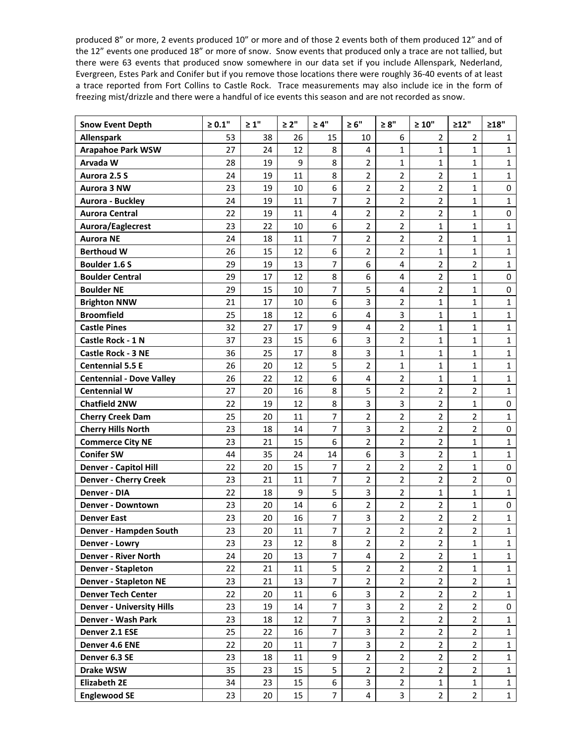produced 8" or more, 2 events produced 10" or more and of those 2 events both of them produced 12" and of the 12" events one produced 18" or more of snow. Snow events that produced only a trace are not tallied, but there were 63 events that produced snow somewhere in our data set if you include Allenspark, Nederland, Evergreen, Estes Park and Conifer but if you remove those locations there were roughly 36-40 events of at least a trace reported from Fort Collins to Castle Rock. Trace measurements may also include ice in the form of freezing mist/drizzle and there were a handful of ice events this season and are not recorded as snow.

| Snow Event Depth | ≥ 0.1" | ≥ 1" | ≥ 2" | ≥ 4" | ≥ 6" | ≥ 8" | ≥ 10" | ≥12" | ≥18" |
|---|---|---|---|---|---|---|---|---|---|
| **Allenspark** | 53 | 38 | 26 | 15 | 10 | 6 | 2 | 2 | 1 |
| **Arapahoe Park WSW** | 27 | 24 | 12 | 8 | 4 | 1 | 1 | 1 | 1 |
| **Arvada W** | 28 | 19 | 9 | 8 | 2 | 1 | 1 | 1 | 1 |
| **Aurora 2.5 S** | 24 | 19 | 11 | 8 | 2 | 2 | 2 | 1 | 1 |
| **Aurora 3 NW** | 23 | 19 | 10 | 6 | 2 | 2 | 2 | 1 | 0 |
| **Aurora - Buckley** | 24 | 19 | 11 | 7 | 2 | 2 | 2 | 1 | 1 |
| **Aurora Central** | 22 | 19 | 11 | 4 | 2 | 2 | 2 | 1 | 0 |
| **Aurora/Eaglecrest** | 23 | 22 | 10 | 6 | 2 | 2 | 1 | 1 | 1 |
| **Aurora NE** | 24 | 18 | 11 | 7 | 2 | 2 | 2 | 1 | 1 |
| **Berthoud W** | 26 | 15 | 12 | 6 | 2 | 2 | 1 | 1 | 1 |
| **Boulder 1.6 S** | 29 | 19 | 13 | 7 | 6 | 4 | 2 | 2 | 1 |
| **Boulder Central** | 29 | 17 | 12 | 8 | 6 | 4 | 2 | 1 | 0 |
| **Boulder NE** | 29 | 15 | 10 | 7 | 5 | 4 | 2 | 1 | 0 |
| **Brighton NNW** | 21 | 17 | 10 | 6 | 3 | 2 | 1 | 1 | 1 |
| **Broomfield** | 25 | 18 | 12 | 6 | 4 | 3 | 1 | 1 | 1 |
| **Castle Pines** | 32 | 27 | 17 | 9 | 4 | 2 | 1 | 1 | 1 |
| **Castle Rock - 1 N** | 37 | 23 | 15 | 6 | 3 | 2 | 1 | 1 | 1 |
| **Castle Rock - 3 NE** | 36 | 25 | 17 | 8 | 3 | 1 | 1 | 1 | 1 |
| **Centennial 5.5 E** | 26 | 20 | 12 | 5 | 2 | 1 | 1 | 1 | 1 |
| **Centennial - Dove Valley** | 26 | 22 | 12 | 6 | 4 | 2 | 1 | 1 | 1 |
| **Centennial W** | 27 | 20 | 16 | 8 | 5 | 2 | 2 | 2 | 1 |
| **Chatfield 2NW** | 22 | 19 | 12 | 8 | 3 | 3 | 2 | 1 | 0 |
| **Cherry Creek Dam** | 25 | 20 | 11 | 7 | 2 | 2 | 2 | 2 | 1 |
| **Cherry Hills North** | 23 | 18 | 14 | 7 | 3 | 2 | 2 | 2 | 0 |
| **Commerce City NE** | 23 | 21 | 15 | 6 | 2 | 2 | 2 | 1 | 1 |
| **Conifer SW** | 44 | 35 | 24 | 14 | 6 | 3 | 2 | 1 | 1 |
| **Denver - Capitol Hill** | 22 | 20 | 15 | 7 | 2 | 2 | 2 | 1 | 0 |
| **Denver - Cherry Creek** | 23 | 21 | 11 | 7 | 2 | 2 | 2 | 2 | 0 |
| **Denver - DIA** | 22 | 18 | 9 | 5 | 3 | 2 | 1 | 1 | 1 |
| **Denver - Downtown** | 23 | 20 | 14 | 6 | 2 | 2 | 2 | 1 | 0 |
| **Denver East** | 23 | 20 | 16 | 7 | 3 | 2 | 2 | 2 | 1 |
| **Denver - Hampden South** | 23 | 20 | 11 | 7 | 2 | 2 | 2 | 2 | 1 |
| **Denver - Lowry** | 23 | 23 | 12 | 8 | 2 | 2 | 2 | 1 | 1 |
| **Denver - River North** | 24 | 20 | 13 | 7 | 4 | 2 | 2 | 1 | 1 |
| **Denver - Stapleton** | 22 | 21 | 11 | 5 | 2 | 2 | 2 | 1 | 1 |
| **Denver - Stapleton NE** | 23 | 21 | 13 | 7 | 2 | 2 | 2 | 2 | 1 |
| **Denver Tech Center** | 22 | 20 | 11 | 6 | 3 | 2 | 2 | 2 | 1 |
| **Denver - University Hills** | 23 | 19 | 14 | 7 | 3 | 2 | 2 | 2 | 0 |
| **Denver - Wash Park** | 23 | 18 | 12 | 7 | 3 | 2 | 2 | 2 | 1 |
| **Denver 2.1 ESE** | 25 | 22 | 16 | 7 | 3 | 2 | 2 | 2 | 1 |
| **Denver 4.6 ENE** | 22 | 20 | 11 | 7 | 3 | 2 | 2 | 2 | 1 |
| **Denver 6.3 SE** | 23 | 18 | 11 | 9 | 2 | 2 | 2 | 2 | 1 |
| **Drake WSW** | 35 | 23 | 15 | 5 | 2 | 2 | 2 | 2 | 1 |
| **Elizabeth 2E** | 34 | 23 | 15 | 6 | 3 | 2 | 1 | 1 | 1 |
| **Englewood SE** | 23 | 20 | 15 | 7 | 4 | 3 | 2 | 2 | 1 |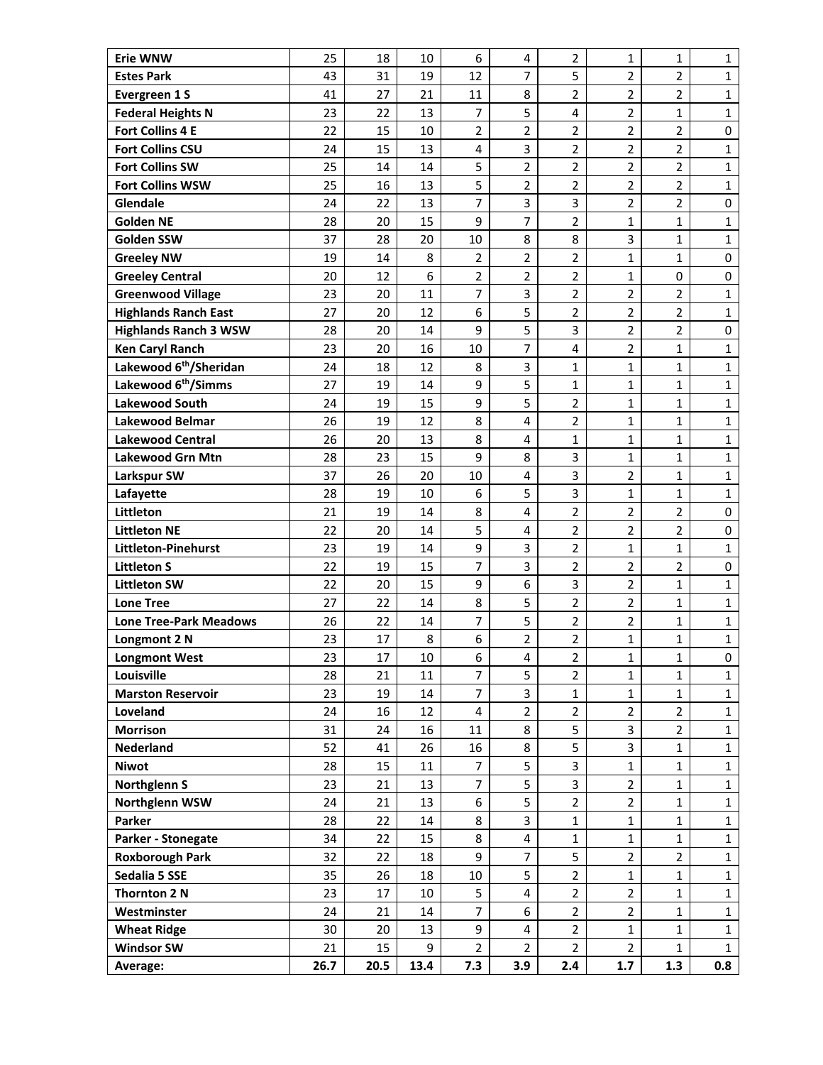| | | | | | | | | | |
|---|---|---|---|---|---|---|---|---|---|
| **Erie WNW** | 25 | 18 | 10 | 6 | 4 | 2 | 1 | 1 | 1 |
| **Estes Park** | 43 | 31 | 19 | 12 | 7 | 5 | 2 | 2 | 1 |
| **Evergreen 1 S** | 41 | 27 | 21 | 11 | 8 | 2 | 2 | 2 | 1 |
| **Federal Heights N** | 23 | 22 | 13 | 7 | 5 | 4 | 2 | 1 | 1 |
| **Fort Collins 4 E** | 22 | 15 | 10 | 2 | 2 | 2 | 2 | 2 | 0 |
| **Fort Collins CSU** | 24 | 15 | 13 | 4 | 3 | 2 | 2 | 2 | 1 |
| **Fort Collins SW** | 25 | 14 | 14 | 5 | 2 | 2 | 2 | 2 | 1 |
| **Fort Collins WSW** | 25 | 16 | 13 | 5 | 2 | 2 | 2 | 2 | 1 |
| **Glendale** | 24 | 22 | 13 | 7 | 3 | 3 | 2 | 2 | 0 |
| **Golden NE** | 28 | 20 | 15 | 9 | 7 | 2 | 1 | 1 | 1 |
| **Golden SSW** | 37 | 28 | 20 | 10 | 8 | 8 | 3 | 1 | 1 |
| **Greeley NW** | 19 | 14 | 8 | 2 | 2 | 2 | 1 | 1 | 0 |
| **Greeley Central** | 20 | 12 | 6 | 2 | 2 | 2 | 1 | 0 | 0 |
| **Greenwood Village** | 23 | 20 | 11 | 7 | 3 | 2 | 2 | 2 | 1 |
| **Highlands Ranch East** | 27 | 20 | 12 | 6 | 5 | 2 | 2 | 2 | 1 |
| **Highlands Ranch 3 WSW** | 28 | 20 | 14 | 9 | 5 | 3 | 2 | 2 | 0 |
| **Ken Caryl Ranch** | 23 | 20 | 16 | 10 | 7 | 4 | 2 | 1 | 1 |
| **Lakewood 6th/Sheridan** | 24 | 18 | 12 | 8 | 3 | 1 | 1 | 1 | 1 |
| **Lakewood 6th/Simms** | 27 | 19 | 14 | 9 | 5 | 1 | 1 | 1 | 1 |
| **Lakewood South** | 24 | 19 | 15 | 9 | 5 | 2 | 1 | 1 | 1 |
| **Lakewood Belmar** | 26 | 19 | 12 | 8 | 4 | 2 | 1 | 1 | 1 |
| **Lakewood Central** | 26 | 20 | 13 | 8 | 4 | 1 | 1 | 1 | 1 |
| **Lakewood Grn Mtn** | 28 | 23 | 15 | 9 | 8 | 3 | 1 | 1 | 1 |
| **Larkspur SW** | 37 | 26 | 20 | 10 | 4 | 3 | 2 | 1 | 1 |
| **Lafayette** | 28 | 19 | 10 | 6 | 5 | 3 | 1 | 1 | 1 |
| **Littleton** | 21 | 19 | 14 | 8 | 4 | 2 | 2 | 2 | 0 |
| **Littleton NE** | 22 | 20 | 14 | 5 | 4 | 2 | 2 | 2 | 0 |
| **Littleton-Pinehurst** | 23 | 19 | 14 | 9 | 3 | 2 | 1 | 1 | 1 |
| **Littleton S** | 22 | 19 | 15 | 7 | 3 | 2 | 2 | 2 | 0 |
| **Littleton SW** | 22 | 20 | 15 | 9 | 6 | 3 | 2 | 1 | 1 |
| **Lone Tree** | 27 | 22 | 14 | 8 | 5 | 2 | 2 | 1 | 1 |
| **Lone Tree-Park Meadows** | 26 | 22 | 14 | 7 | 5 | 2 | 2 | 1 | 1 |
| **Longmont 2 N** | 23 | 17 | 8 | 6 | 2 | 2 | 1 | 1 | 1 |
| **Longmont West** | 23 | 17 | 10 | 6 | 4 | 2 | 1 | 1 | 0 |
| **Louisville** | 28 | 21 | 11 | 7 | 5 | 2 | 1 | 1 | 1 |
| **Marston Reservoir** | 23 | 19 | 14 | 7 | 3 | 1 | 1 | 1 | 1 |
| **Loveland** | 24 | 16 | 12 | 4 | 2 | 2 | 2 | 2 | 1 |
| **Morrison** | 31 | 24 | 16 | 11 | 8 | 5 | 3 | 2 | 1 |
| **Nederland** | 52 | 41 | 26 | 16 | 8 | 5 | 3 | 1 | 1 |
| **Niwot** | 28 | 15 | 11 | 7 | 5 | 3 | 1 | 1 | 1 |
| **Northglenn S** | 23 | 21 | 13 | 7 | 5 | 3 | 2 | 1 | 1 |
| **Northglenn WSW** | 24 | 21 | 13 | 6 | 5 | 2 | 2 | 1 | 1 |
| **Parker** | 28 | 22 | 14 | 8 | 3 | 1 | 1 | 1 | 1 |
| **Parker - Stonegate** | 34 | 22 | 15 | 8 | 4 | 1 | 1 | 1 | 1 |
| **Roxborough Park** | 32 | 22 | 18 | 9 | 7 | 5 | 2 | 2 | 1 |
| **Sedalia 5 SSE** | 35 | 26 | 18 | 10 | 5 | 2 | 1 | 1 | 1 |
| **Thornton 2 N** | 23 | 17 | 10 | 5 | 4 | 2 | 2 | 1 | 1 |
| **Westminster** | 24 | 21 | 14 | 7 | 6 | 2 | 2 | 1 | 1 |
| **Wheat Ridge** | 30 | 20 | 13 | 9 | 4 | 2 | 1 | 1 | 1 |
| **Windsor SW** | 21 | 15 | 9 | 2 | 2 | 2 | 2 | 1 | 1 |
| **Average:** | **26.7** | **20.5** | **13.4** | **7.3** | **3.9** | **2.4** | **1.7** | **1.3** | **0.8** |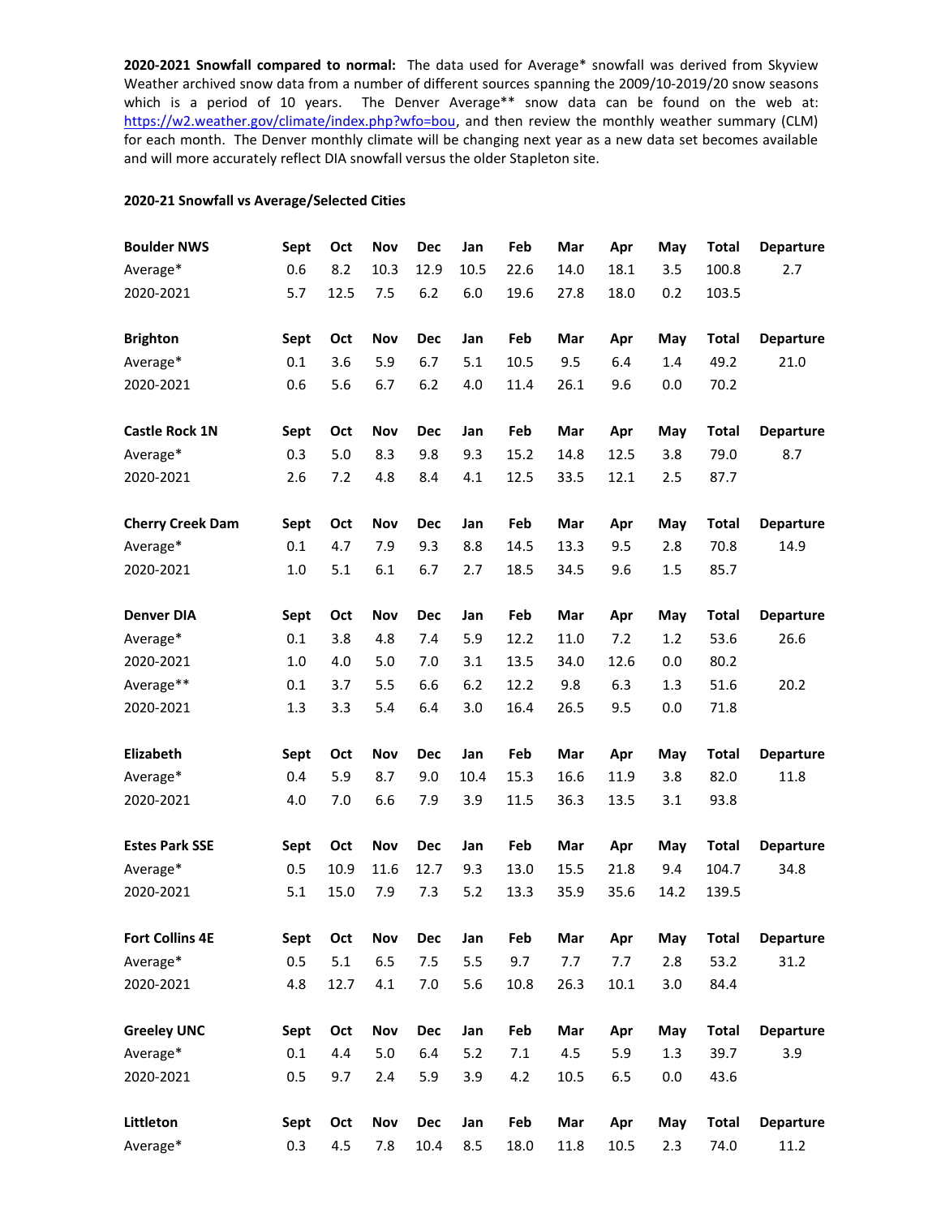**2020-2021 Snowfall compared to normal:** The data used for Average* snowfall was derived from Skyview Weather archived snow data from a number of different sources spanning the 2009/10-2019/20 snow seasons which is a period of 10 years. The Denver Average** snow data can be found on the web at: https://w2.weather.gov/climate/index.php?wfo=bou, and then review the monthly weather summary (CLM) for each month. The Denver monthly climate will be changing next year as a new data set becomes available and will more accurately reflect DIA snowfall versus the older Stapleton site.

**2020-21 Snowfall vs Average/Selected Cities**

| **Boulder NWS** | **Sept** | **Oct** | **Nov** | **Dec** | **Jan** | **Feb** | **Mar** | **Apr** | **May** | **Total** | **Departure** |
|---|---|---|---|---|---|---|---|---|---|---|---|
| Average* | 0.6 | 8.2 | 10.3 | 12.9 | 10.5 | 22.6 | 14.0 | 18.1 | 3.5 | 100.8 | 2.7 |
| 2020-2021 | 5.7 | 12.5 | 7.5 | 6.2 | 6.0 | 19.6 | 27.8 | 18.0 | 0.2 | 103.5 | |

| **Brighton** | **Sept** | **Oct** | **Nov** | **Dec** | **Jan** | **Feb** | **Mar** | **Apr** | **May** | **Total** | **Departure** |
|---|---|---|---|---|---|---|---|---|---|---|---|
| Average* | 0.1 | 3.6 | 5.9 | 6.7 | 5.1 | 10.5 | 9.5 | 6.4 | 1.4 | 49.2 | 21.0 |
| 2020-2021 | 0.6 | 5.6 | 6.7 | 6.2 | 4.0 | 11.4 | 26.1 | 9.6 | 0.0 | 70.2 | |

| **Castle Rock 1N** | **Sept** | **Oct** | **Nov** | **Dec** | **Jan** | **Feb** | **Mar** | **Apr** | **May** | **Total** | **Departure** |
|---|---|---|---|---|---|---|---|---|---|---|---|
| Average* | 0.3 | 5.0 | 8.3 | 9.8 | 9.3 | 15.2 | 14.8 | 12.5 | 3.8 | 79.0 | 8.7 |
| 2020-2021 | 2.6 | 7.2 | 4.8 | 8.4 | 4.1 | 12.5 | 33.5 | 12.1 | 2.5 | 87.7 | |

| **Cherry Creek Dam** | **Sept** | **Oct** | **Nov** | **Dec** | **Jan** | **Feb** | **Mar** | **Apr** | **May** | **Total** | **Departure** |
|---|---|---|---|---|---|---|---|---|---|---|---|
| Average* | 0.1 | 4.7 | 7.9 | 9.3 | 8.8 | 14.5 | 13.3 | 9.5 | 2.8 | 70.8 | 14.9 |
| 2020-2021 | 1.0 | 5.1 | 6.1 | 6.7 | 2.7 | 18.5 | 34.5 | 9.6 | 1.5 | 85.7 | |

| **Denver DIA** | **Sept** | **Oct** | **Nov** | **Dec** | **Jan** | **Feb** | **Mar** | **Apr** | **May** | **Total** | **Departure** |
|---|---|---|---|---|---|---|---|---|---|---|---|
| Average* | 0.1 | 3.8 | 4.8 | 7.4 | 5.9 | 12.2 | 11.0 | 7.2 | 1.2 | 53.6 | 26.6 |
| 2020-2021 | 1.0 | 4.0 | 5.0 | 7.0 | 3.1 | 13.5 | 34.0 | 12.6 | 0.0 | 80.2 | |
| Average** | 0.1 | 3.7 | 5.5 | 6.6 | 6.2 | 12.2 | 9.8 | 6.3 | 1.3 | 51.6 | 20.2 |
| 2020-2021 | 1.3 | 3.3 | 5.4 | 6.4 | 3.0 | 16.4 | 26.5 | 9.5 | 0.0 | 71.8 | |

| **Elizabeth** | **Sept** | **Oct** | **Nov** | **Dec** | **Jan** | **Feb** | **Mar** | **Apr** | **May** | **Total** | **Departure** |
|---|---|---|---|---|---|---|---|---|---|---|---|
| Average* | 0.4 | 5.9 | 8.7 | 9.0 | 10.4 | 15.3 | 16.6 | 11.9 | 3.8 | 82.0 | 11.8 |
| 2020-2021 | 4.0 | 7.0 | 6.6 | 7.9 | 3.9 | 11.5 | 36.3 | 13.5 | 3.1 | 93.8 | |

| **Estes Park SSE** | **Sept** | **Oct** | **Nov** | **Dec** | **Jan** | **Feb** | **Mar** | **Apr** | **May** | **Total** | **Departure** |
|---|---|---|---|---|---|---|---|---|---|---|---|
| Average* | 0.5 | 10.9 | 11.6 | 12.7 | 9.3 | 13.0 | 15.5 | 21.8 | 9.4 | 104.7 | 34.8 |
| 2020-2021 | 5.1 | 15.0 | 7.9 | 7.3 | 5.2 | 13.3 | 35.9 | 35.6 | 14.2 | 139.5 | |

| **Fort Collins 4E** | **Sept** | **Oct** | **Nov** | **Dec** | **Jan** | **Feb** | **Mar** | **Apr** | **May** | **Total** | **Departure** |
|---|---|---|---|---|---|---|---|---|---|---|---|
| Average* | 0.5 | 5.1 | 6.5 | 7.5 | 5.5 | 9.7 | 7.7 | 7.7 | 2.8 | 53.2 | 31.2 |
| 2020-2021 | 4.8 | 12.7 | 4.1 | 7.0 | 5.6 | 10.8 | 26.3 | 10.1 | 3.0 | 84.4 | |

| **Greeley UNC** | **Sept** | **Oct** | **Nov** | **Dec** | **Jan** | **Feb** | **Mar** | **Apr** | **May** | **Total** | **Departure** |
|---|---|---|---|---|---|---|---|---|---|---|---|
| Average* | 0.1 | 4.4 | 5.0 | 6.4 | 5.2 | 7.1 | 4.5 | 5.9 | 1.3 | 39.7 | 3.9 |
| 2020-2021 | 0.5 | 9.7 | 2.4 | 5.9 | 3.9 | 4.2 | 10.5 | 6.5 | 0.0 | 43.6 | |

| **Littleton** | **Sept** | **Oct** | **Nov** | **Dec** | **Jan** | **Feb** | **Mar** | **Apr** | **May** | **Total** | **Departure** |
|---|---|---|---|---|---|---|---|---|---|---|---|
| Average* | 0.3 | 4.5 | 7.8 | 10.4 | 8.5 | 18.0 | 11.8 | 10.5 | 2.3 | 74.0 | 11.2 |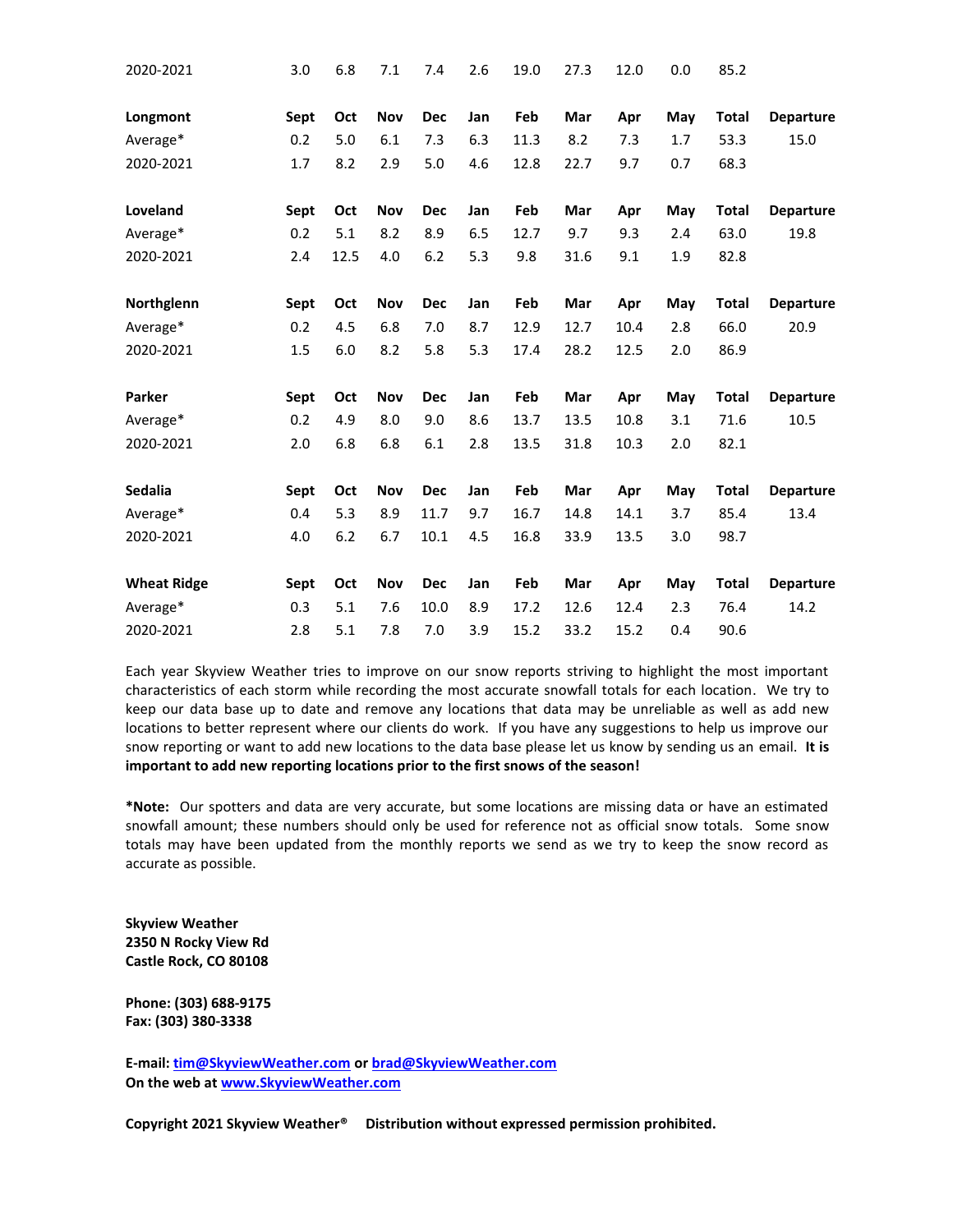| | | | | | | | | | | | |
|---|---|---|---|---|---|---|---|---|---|---|---|
| 2020-2021 | 3.0 | 6.8 | 7.1 | 7.4 | 2.6 | 19.0 | 27.3 | 12.0 | 0.0 | 85.2 | |

| **Longmont** | **Sept** | **Oct** | **Nov** | **Dec** | **Jan** | **Feb** | **Mar** | **Apr** | **May** | **Total** | **Departure** |
|---|---|---|---|---|---|---|---|---|---|---|---|
| Average* | 0.2 | 5.0 | 6.1 | 7.3 | 6.3 | 11.3 | 8.2 | 7.3 | 1.7 | 53.3 | 15.0 |
| 2020-2021 | 1.7 | 8.2 | 2.9 | 5.0 | 4.6 | 12.8 | 22.7 | 9.7 | 0.7 | 68.3 | |

| **Loveland** | **Sept** | **Oct** | **Nov** | **Dec** | **Jan** | **Feb** | **Mar** | **Apr** | **May** | **Total** | **Departure** |
|---|---|---|---|---|---|---|---|---|---|---|---|
| Average* | 0.2 | 5.1 | 8.2 | 8.9 | 6.5 | 12.7 | 9.7 | 9.3 | 2.4 | 63.0 | 19.8 |
| 2020-2021 | 2.4 | 12.5 | 4.0 | 6.2 | 5.3 | 9.8 | 31.6 | 9.1 | 1.9 | 82.8 | |

| **Northglenn** | **Sept** | **Oct** | **Nov** | **Dec** | **Jan** | **Feb** | **Mar** | **Apr** | **May** | **Total** | **Departure** |
|---|---|---|---|---|---|---|---|---|---|---|---|
| Average* | 0.2 | 4.5 | 6.8 | 7.0 | 8.7 | 12.9 | 12.7 | 10.4 | 2.8 | 66.0 | 20.9 |
| 2020-2021 | 1.5 | 6.0 | 8.2 | 5.8 | 5.3 | 17.4 | 28.2 | 12.5 | 2.0 | 86.9 | |

| **Parker** | **Sept** | **Oct** | **Nov** | **Dec** | **Jan** | **Feb** | **Mar** | **Apr** | **May** | **Total** | **Departure** |
|---|---|---|---|---|---|---|---|---|---|---|---|
| Average* | 0.2 | 4.9 | 8.0 | 9.0 | 8.6 | 13.7 | 13.5 | 10.8 | 3.1 | 71.6 | 10.5 |
| 2020-2021 | 2.0 | 6.8 | 6.8 | 6.1 | 2.8 | 13.5 | 31.8 | 10.3 | 2.0 | 82.1 | |

| **Sedalia** | **Sept** | **Oct** | **Nov** | **Dec** | **Jan** | **Feb** | **Mar** | **Apr** | **May** | **Total** | **Departure** |
|---|---|---|---|---|---|---|---|---|---|---|---|
| Average* | 0.4 | 5.3 | 8.9 | 11.7 | 9.7 | 16.7 | 14.8 | 14.1 | 3.7 | 85.4 | 13.4 |
| 2020-2021 | 4.0 | 6.2 | 6.7 | 10.1 | 4.5 | 16.8 | 33.9 | 13.5 | 3.0 | 98.7 | |

| **Wheat Ridge** | **Sept** | **Oct** | **Nov** | **Dec** | **Jan** | **Feb** | **Mar** | **Apr** | **May** | **Total** | **Departure** |
|---|---|---|---|---|---|---|---|---|---|---|---|
| Average* | 0.3 | 5.1 | 7.6 | 10.0 | 8.9 | 17.2 | 12.6 | 12.4 | 2.3 | 76.4 | 14.2 |
| 2020-2021 | 2.8 | 5.1 | 7.8 | 7.0 | 3.9 | 15.2 | 33.2 | 15.2 | 0.4 | 90.6 | |

Each year Skyview Weather tries to improve on our snow reports striving to highlight the most important characteristics of each storm while recording the most accurate snowfall totals for each location. We try to keep our data base up to date and remove any locations that data may be unreliable as well as add new locations to better represent where our clients do work. If you have any suggestions to help us improve our snow reporting or want to add new locations to the data base please let us know by sending us an email. **It is important to add new reporting locations prior to the first snows of the season!**

***Note:** Our spotters and data are very accurate, but some locations are missing data or have an estimated snowfall amount; these numbers should only be used for reference not as official snow totals. Some snow totals may have been updated from the monthly reports we send as we try to keep the snow record as accurate as possible.

**Skyview Weather**
**2350 N Rocky View Rd**
**Castle Rock, CO 80108**

**Phone: (303) 688-9175**
**Fax: (303) 380-3338**

**E-mail: tim@SkyviewWeather.com or brad@SkyviewWeather.com**
**On the web at www.SkyviewWeather.com**

**Copyright 2021 Skyview Weather® Distribution without expressed permission prohibited.**